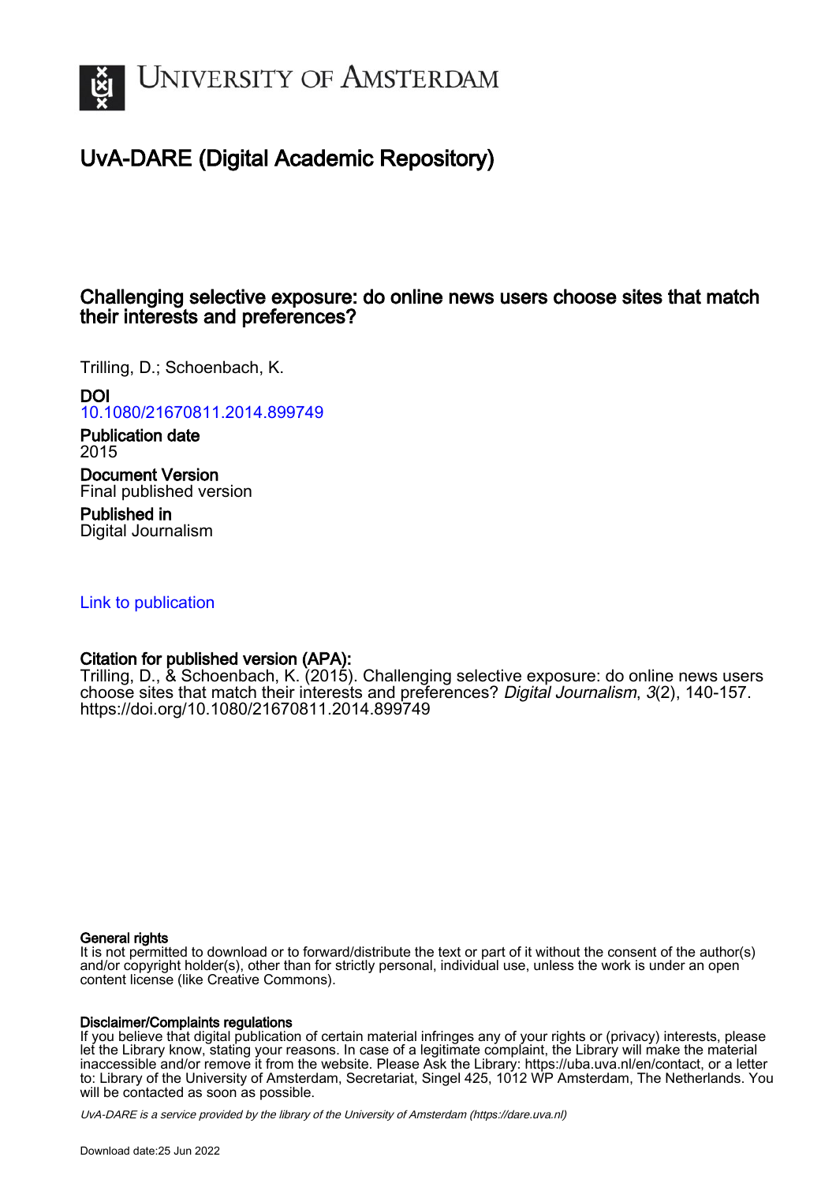# University of Amsterdam

## UvA-DARE (Digital Academic Repository)

### Challenging selective exposure: do online news users choose sites that match their interests and preferences?

Trilling, D.; Schoenbach, K.

**DOI**
10.1080/21670811.2014.899749

**Publication date**
2015

**Document Version**
Final published version

**Published in**
Digital Journalism

Link to publication

**Citation for published version (APA):**
Trilling, D., & Schoenbach, K. (2015). Challenging selective exposure: do online news users choose sites that match their interests and preferences? *Digital Journalism*, *3*(2), 140-157. https://doi.org/10.1080/21670811.2014.899749

**General rights**
It is not permitted to download or to forward/distribute the text or part of it without the consent of the author(s) and/or copyright holder(s), other than for strictly personal, individual use, unless the work is under an open content license (like Creative Commons).

**Disclaimer/Complaints regulations**
If you believe that digital publication of certain material infringes any of your rights or (privacy) interests, please let the Library know, stating your reasons. In case of a legitimate complaint, the Library will make the material inaccessible and/or remove it from the website. Please Ask the Library: https://uba.uva.nl/en/contact, or a letter to: Library of the University of Amsterdam, Secretariat, Singel 425, 1012 WP Amsterdam, The Netherlands. You will be contacted as soon as possible.

*UvA-DARE is a service provided by the library of the University of Amsterdam (https://dare.uva.nl)*

Download date:25 Jun 2022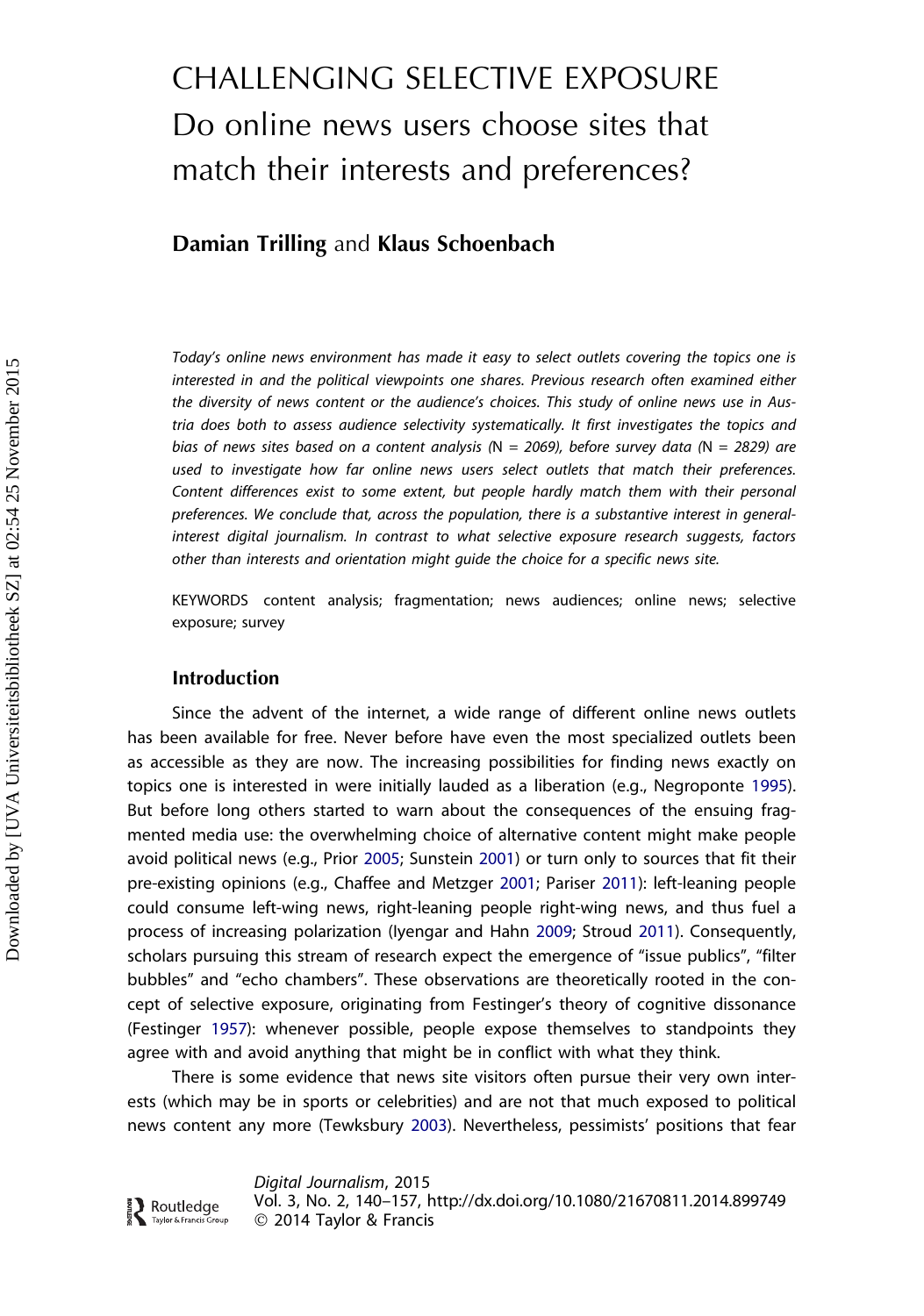# CHALLENGING SELECTIVE EXPOSURE
## Do online news users choose sites that match their interests and preferences?

**Damian Trilling** and **Klaus Schoenbach**

*Today's online news environment has made it easy to select outlets covering the topics one is interested in and the political viewpoints one shares. Previous research often examined either the diversity of news content or the audience's choices. This study of online news use in Austria does both to assess audience selectivity systematically. It first investigates the topics and bias of news sites based on a content analysis (N = 2069), before survey data (N = 2829) are used to investigate how far online news users select outlets that match their preferences. Content differences exist to some extent, but people hardly match them with their personal preferences. We conclude that, across the population, there is a substantive interest in general-interest digital journalism. In contrast to what selective exposure research suggests, factors other than interests and orientation might guide the choice for a specific news site.*

KEYWORDS content analysis; fragmentation; news audiences; online news; selective exposure; survey

### Introduction

Since the advent of the internet, a wide range of different online news outlets has been available for free. Never before have even the most specialized outlets been as accessible as they are now. The increasing possibilities for finding news exactly on topics one is interested in were initially lauded as a liberation (e.g., Negroponte 1995). But before long others started to warn about the consequences of the ensuing fragmented media use: the overwhelming choice of alternative content might make people avoid political news (e.g., Prior 2005; Sunstein 2001) or turn only to sources that fit their pre-existing opinions (e.g., Chaffee and Metzger 2001; Pariser 2011): left-leaning people could consume left-wing news, right-leaning people right-wing news, and thus fuel a process of increasing polarization (Iyengar and Hahn 2009; Stroud 2011). Consequently, scholars pursuing this stream of research expect the emergence of "issue publics", "filter bubbles" and "echo chambers". These observations are theoretically rooted in the concept of selective exposure, originating from Festinger's theory of cognitive dissonance (Festinger 1957): whenever possible, people expose themselves to standpoints they agree with and avoid anything that might be in conflict with what they think.

There is some evidence that news site visitors often pursue their very own interests (which may be in sports or celebrities) and are not that much exposed to political news content any more (Tewksbury 2003). Nevertheless, pessimists' positions that fear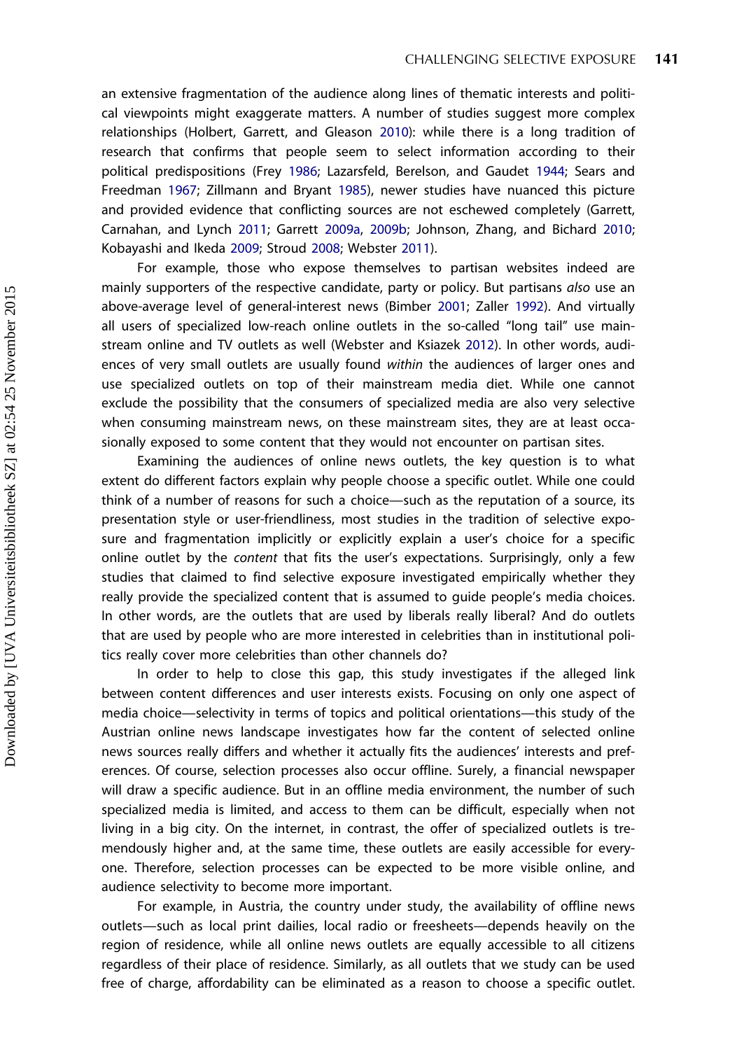an extensive fragmentation of the audience along lines of thematic interests and political viewpoints might exaggerate matters. A number of studies suggest more complex relationships (Holbert, Garrett, and Gleason 2010): while there is a long tradition of research that confirms that people seem to select information according to their political predispositions (Frey 1986; Lazarsfeld, Berelson, and Gaudet 1944; Sears and Freedman 1967; Zillmann and Bryant 1985), newer studies have nuanced this picture and provided evidence that conflicting sources are not eschewed completely (Garrett, Carnahan, and Lynch 2011; Garrett 2009a, 2009b; Johnson, Zhang, and Bichard 2010; Kobayashi and Ikeda 2009; Stroud 2008; Webster 2011).

For example, those who expose themselves to partisan websites indeed are mainly supporters of the respective candidate, party or policy. But partisans *also* use an above-average level of general-interest news (Bimber 2001; Zaller 1992). And virtually all users of specialized low-reach online outlets in the so-called "long tail" use mainstream online and TV outlets as well (Webster and Ksiazek 2012). In other words, audiences of very small outlets are usually found *within* the audiences of larger ones and use specialized outlets on top of their mainstream media diet. While one cannot exclude the possibility that the consumers of specialized media are also very selective when consuming mainstream news, on these mainstream sites, they are at least occasionally exposed to some content that they would not encounter on partisan sites.

Examining the audiences of online news outlets, the key question is to what extent do different factors explain why people choose a specific outlet. While one could think of a number of reasons for such a choice—such as the reputation of a source, its presentation style or user-friendliness, most studies in the tradition of selective exposure and fragmentation implicitly or explicitly explain a user's choice for a specific online outlet by the *content* that fits the user's expectations. Surprisingly, only a few studies that claimed to find selective exposure investigated empirically whether they really provide the specialized content that is assumed to guide people's media choices. In other words, are the outlets that are used by liberals really liberal? And do outlets that are used by people who are more interested in celebrities than in institutional politics really cover more celebrities than other channels do?

In order to help to close this gap, this study investigates if the alleged link between content differences and user interests exists. Focusing on only one aspect of media choice—selectivity in terms of topics and political orientations—this study of the Austrian online news landscape investigates how far the content of selected online news sources really differs and whether it actually fits the audiences' interests and preferences. Of course, selection processes also occur offline. Surely, a financial newspaper will draw a specific audience. But in an offline media environment, the number of such specialized media is limited, and access to them can be difficult, especially when not living in a big city. On the internet, in contrast, the offer of specialized outlets is tremendously higher and, at the same time, these outlets are easily accessible for everyone. Therefore, selection processes can be expected to be more visible online, and audience selectivity to become more important.

For example, in Austria, the country under study, the availability of offline news outlets—such as local print dailies, local radio or freesheets—depends heavily on the region of residence, while all online news outlets are equally accessible to all citizens regardless of their place of residence. Similarly, as all outlets that we study can be used free of charge, affordability can be eliminated as a reason to choose a specific outlet.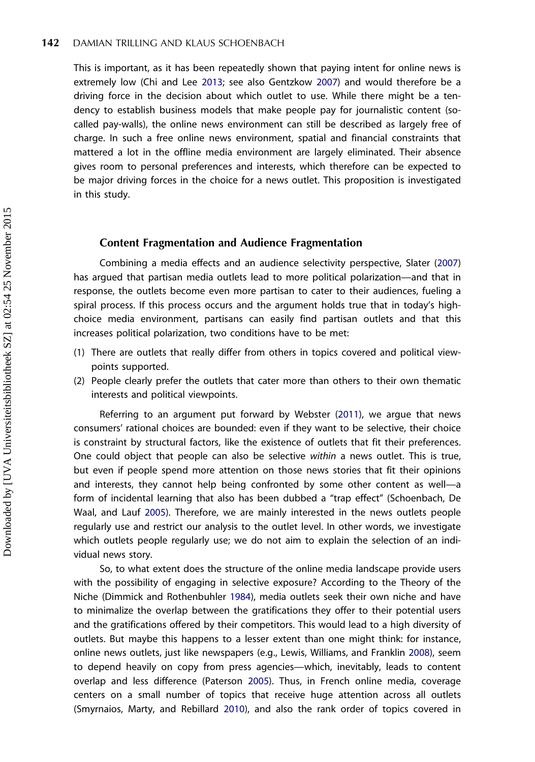This is important, as it has been repeatedly shown that paying intent for online news is extremely low (Chi and Lee 2013; see also Gentzkow 2007) and would therefore be a driving force in the decision about which outlet to use. While there might be a tendency to establish business models that make people pay for journalistic content (so-called pay-walls), the online news environment can still be described as largely free of charge. In such a free online news environment, spatial and financial constraints that mattered a lot in the offline media environment are largely eliminated. Their absence gives room to personal preferences and interests, which therefore can be expected to be major driving forces in the choice for a news outlet. This proposition is investigated in this study.

## Content Fragmentation and Audience Fragmentation

Combining a media effects and an audience selectivity perspective, Slater (2007) has argued that partisan media outlets lead to more political polarization—and that in response, the outlets become even more partisan to cater to their audiences, fueling a spiral process. If this process occurs and the argument holds true that in today's high-choice media environment, partisans can easily find partisan outlets and that this increases political polarization, two conditions have to be met:

(1) There are outlets that really differ from others in topics covered and political viewpoints supported.
(2) People clearly prefer the outlets that cater more than others to their own thematic interests and political viewpoints.

Referring to an argument put forward by Webster (2011), we argue that news consumers' rational choices are bounded: even if they want to be selective, their choice is constraint by structural factors, like the existence of outlets that fit their preferences. One could object that people can also be selective *within* a news outlet. This is true, but even if people spend more attention on those news stories that fit their opinions and interests, they cannot help being confronted by some other content as well—a form of incidental learning that also has been dubbed a "trap effect" (Schoenbach, De Waal, and Lauf 2005). Therefore, we are mainly interested in the news outlets people regularly use and restrict our analysis to the outlet level. In other words, we investigate which outlets people regularly use; we do not aim to explain the selection of an individual news story.

So, to what extent does the structure of the online media landscape provide users with the possibility of engaging in selective exposure? According to the Theory of the Niche (Dimmick and Rothenbuhler 1984), media outlets seek their own niche and have to minimalize the overlap between the gratifications they offer to their potential users and the gratifications offered by their competitors. This would lead to a high diversity of outlets. But maybe this happens to a lesser extent than one might think: for instance, online news outlets, just like newspapers (e.g., Lewis, Williams, and Franklin 2008), seem to depend heavily on copy from press agencies—which, inevitably, leads to content overlap and less difference (Paterson 2005). Thus, in French online media, coverage centers on a small number of topics that receive huge attention across all outlets (Smyrnaios, Marty, and Rebillard 2010), and also the rank order of topics covered in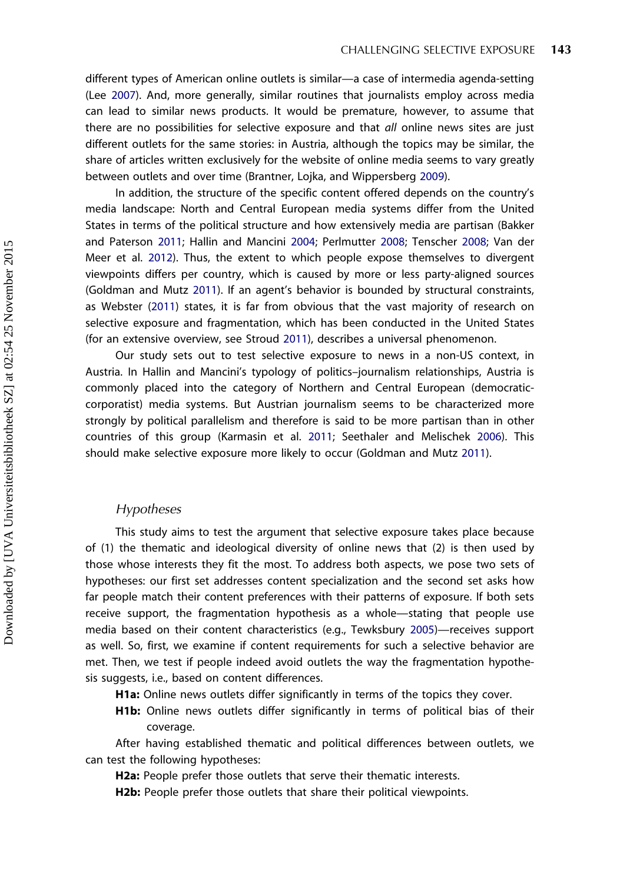different types of American online outlets is similar—a case of intermedia agenda-setting (Lee 2007). And, more generally, similar routines that journalists employ across media can lead to similar news products. It would be premature, however, to assume that there are no possibilities for selective exposure and that *all* online news sites are just different outlets for the same stories: in Austria, although the topics may be similar, the share of articles written exclusively for the website of online media seems to vary greatly between outlets and over time (Brantner, Lojka, and Wippersberg 2009).

In addition, the structure of the specific content offered depends on the country's media landscape: North and Central European media systems differ from the United States in terms of the political structure and how extensively media are partisan (Bakker and Paterson 2011; Hallin and Mancini 2004; Perlmutter 2008; Tenscher 2008; Van der Meer et al. 2012). Thus, the extent to which people expose themselves to divergent viewpoints differs per country, which is caused by more or less party-aligned sources (Goldman and Mutz 2011). If an agent's behavior is bounded by structural constraints, as Webster (2011) states, it is far from obvious that the vast majority of research on selective exposure and fragmentation, which has been conducted in the United States (for an extensive overview, see Stroud 2011), describes a universal phenomenon.

Our study sets out to test selective exposure to news in a non-US context, in Austria. In Hallin and Mancini's typology of politics–journalism relationships, Austria is commonly placed into the category of Northern and Central European (democratic-corporatist) media systems. But Austrian journalism seems to be characterized more strongly by political parallelism and therefore is said to be more partisan than in other countries of this group (Karmasin et al. 2011; Seethaler and Melischek 2006). This should make selective exposure more likely to occur (Goldman and Mutz 2011).

### *Hypotheses*

This study aims to test the argument that selective exposure takes place because of (1) the thematic and ideological diversity of online news that (2) is then used by those whose interests they fit the most. To address both aspects, we pose two sets of hypotheses: our first set addresses content specialization and the second set asks how far people match their content preferences with their patterns of exposure. If both sets receive support, the fragmentation hypothesis as a whole—stating that people use media based on their content characteristics (e.g., Tewksbury 2005)—receives support as well. So, first, we examine if content requirements for such a selective behavior are met. Then, we test if people indeed avoid outlets the way the fragmentation hypothesis suggests, i.e., based on content differences.

**H1a:** Online news outlets differ significantly in terms of the topics they cover.

**H1b:** Online news outlets differ significantly in terms of political bias of their coverage.

After having established thematic and political differences between outlets, we can test the following hypotheses:

**H2a:** People prefer those outlets that serve their thematic interests.

**H2b:** People prefer those outlets that share their political viewpoints.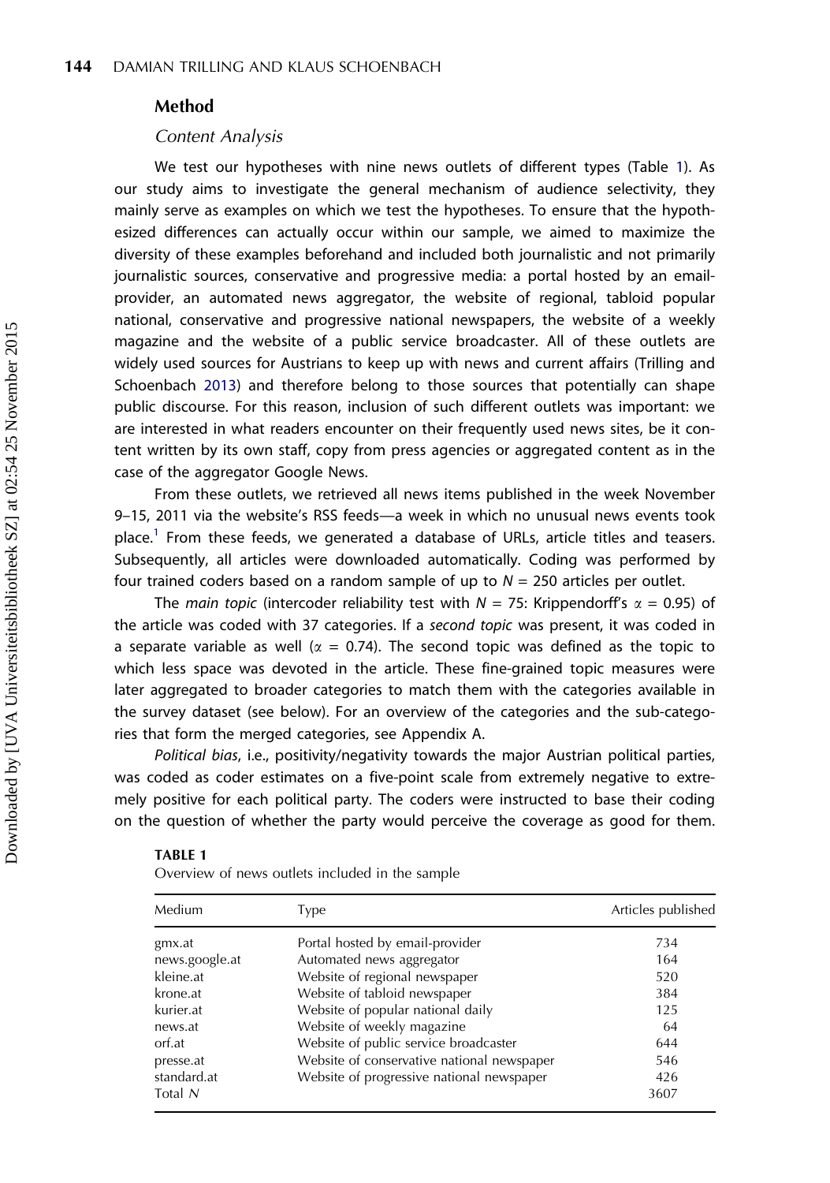## Method

### Content Analysis

We test our hypotheses with nine news outlets of different types (Table 1). As our study aims to investigate the general mechanism of audience selectivity, they mainly serve as examples on which we test the hypotheses. To ensure that the hypothesized differences can actually occur within our sample, we aimed to maximize the diversity of these examples beforehand and included both journalistic and not primarily journalistic sources, conservative and progressive media: a portal hosted by an email-provider, an automated news aggregator, the website of regional, tabloid popular national, conservative and progressive national newspapers, the website of a weekly magazine and the website of a public service broadcaster. All of these outlets are widely used sources for Austrians to keep up with news and current affairs (Trilling and Schoenbach 2013) and therefore belong to those sources that potentially can shape public discourse. For this reason, inclusion of such different outlets was important: we are interested in what readers encounter on their frequently used news sites, be it content written by its own staff, copy from press agencies or aggregated content as in the case of the aggregator Google News.

From these outlets, we retrieved all news items published in the week November 9–15, 2011 via the website's RSS feeds—a week in which no unusual news events took place.[1] From these feeds, we generated a database of URLs, article titles and teasers. Subsequently, all articles were downloaded automatically. Coding was performed by four trained coders based on a random sample of up to $N = 250$ articles per outlet.

The *main topic* (intercoder reliability test with $N = 75$: Krippendorff's $\alpha = 0.95$) of the article was coded with 37 categories. If a *second topic* was present, it was coded in a separate variable as well ($\alpha = 0.74$). The second topic was defined as the topic to which less space was devoted in the article. These fine-grained topic measures were later aggregated to broader categories to match them with the categories available in the survey dataset (see below). For an overview of the categories and the sub-categories that form the merged categories, see Appendix A.

*Political bias*, i.e., positivity/negativity towards the major Austrian political parties, was coded as coder estimates on a five-point scale from extremely negative to extremely positive for each political party. The coders were instructed to base their coding on the question of whether the party would perceive the coverage as good for them.

**TABLE 1**

Overview of news outlets included in the sample

| Medium | Type | Articles published |
|---|---|---|
| gmx.at | Portal hosted by email-provider | 734 |
| news.google.at | Automated news aggregator | 164 |
| kleine.at | Website of regional newspaper | 520 |
| krone.at | Website of tabloid newspaper | 384 |
| kurier.at | Website of popular national daily | 125 |
| news.at | Website of weekly magazine | 64 |
| orf.at | Website of public service broadcaster | 644 |
| presse.at | Website of conservative national newspaper | 546 |
| standard.at | Website of progressive national newspaper | 426 |
| Total *N* | | 3607 |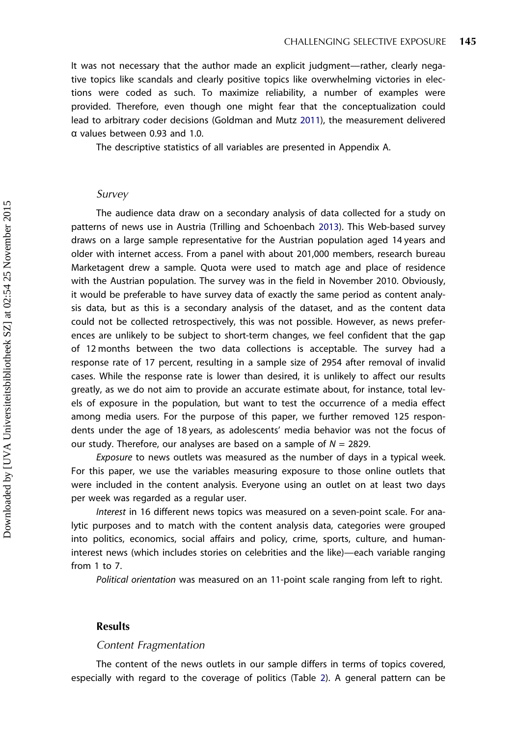It was not necessary that the author made an explicit judgment—rather, clearly negative topics like scandals and clearly positive topics like overwhelming victories in elections were coded as such. To maximize reliability, a number of examples were provided. Therefore, even though one might fear that the conceptualization could lead to arbitrary coder decisions (Goldman and Mutz 2011), the measurement delivered α values between 0.93 and 1.0.

The descriptive statistics of all variables are presented in Appendix A.

### *Survey*

The audience data draw on a secondary analysis of data collected for a study on patterns of news use in Austria (Trilling and Schoenbach 2013). This Web-based survey draws on a large sample representative for the Austrian population aged 14 years and older with internet access. From a panel with about 201,000 members, research bureau Marketagent drew a sample. Quota were used to match age and place of residence with the Austrian population. The survey was in the field in November 2010. Obviously, it would be preferable to have survey data of exactly the same period as content analysis data, but as this is a secondary analysis of the dataset, and as the content data could not be collected retrospectively, this was not possible. However, as news preferences are unlikely to be subject to short-term changes, we feel confident that the gap of 12 months between the two data collections is acceptable. The survey had a response rate of 17 percent, resulting in a sample size of 2954 after removal of invalid cases. While the response rate is lower than desired, it is unlikely to affect our results greatly, as we do not aim to provide an accurate estimate about, for instance, total levels of exposure in the population, but want to test the occurrence of a media effect among media users. For the purpose of this paper, we further removed 125 respondents under the age of 18 years, as adolescents' media behavior was not the focus of our study. Therefore, our analyses are based on a sample of $N = 2829$.

*Exposure* to news outlets was measured as the number of days in a typical week. For this paper, we use the variables measuring exposure to those online outlets that were included in the content analysis. Everyone using an outlet on at least two days per week was regarded as a regular user.

*Interest* in 16 different news topics was measured on a seven-point scale. For analytic purposes and to match with the content analysis data, categories were grouped into politics, economics, social affairs and policy, crime, sports, culture, and human-interest news (which includes stories on celebrities and the like)—each variable ranging from 1 to 7.

*Political orientation* was measured on an 11-point scale ranging from left to right.

## Results

### *Content Fragmentation*

The content of the news outlets in our sample differs in terms of topics covered, especially with regard to the coverage of politics (Table 2). A general pattern can be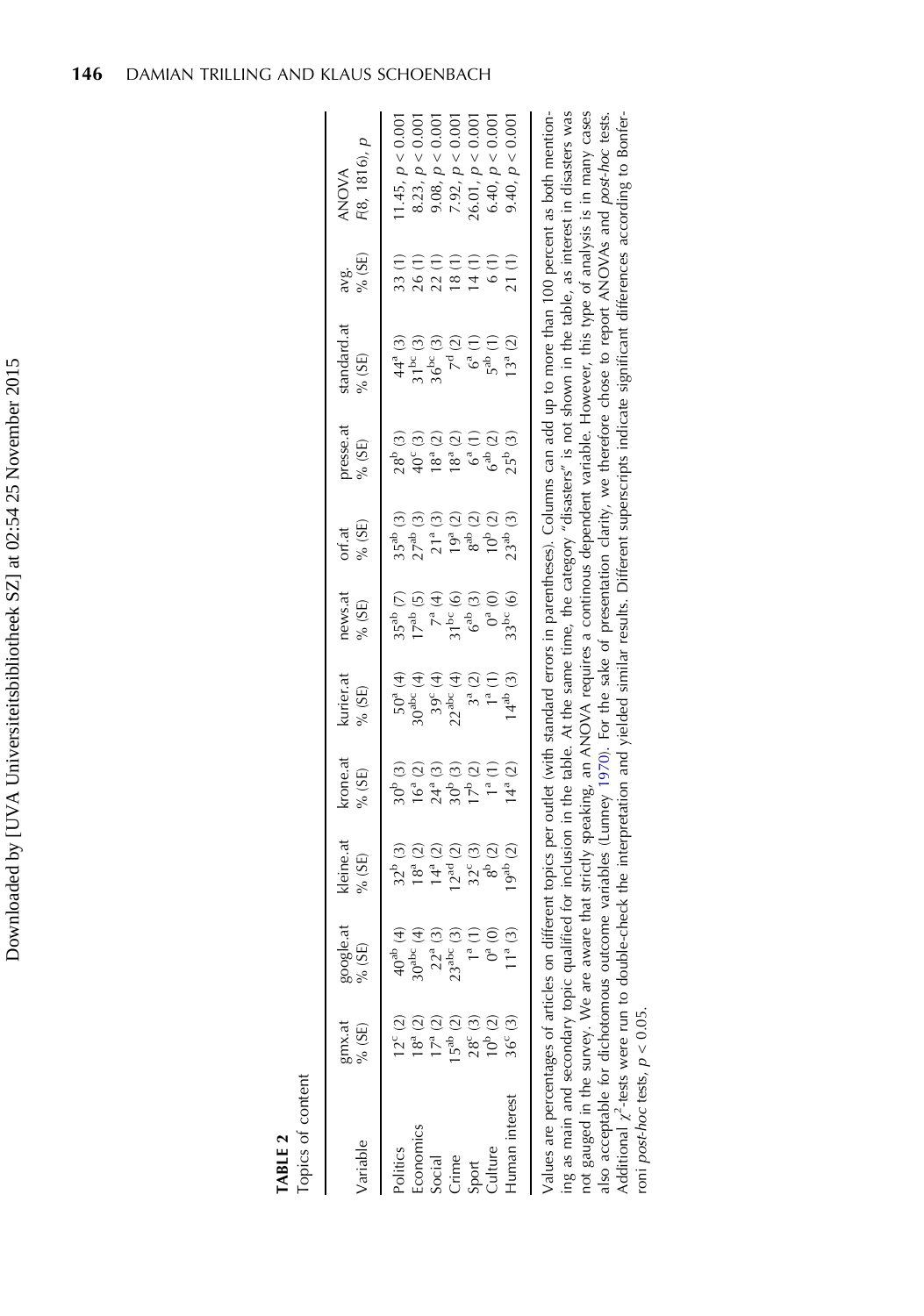**TABLE 2**
Topics of content

| Variable | gmx.at % (SE) | google.at % (SE) | kleine.at % (SE) | krone.at % (SE) | kurier.at % (SE) | news.at % (SE) | orf.at % (SE) | presse.at % (SE) | standard.at % (SE) | avg. % (SE) | ANOVA $F(8, 1816)$, $p$ |
|---|---|---|---|---|---|---|---|---|---|---|---|
| Politics | $12^{c}$ (2) | $40^{ab}$ (4) | $32^{b}$ (3) | $30^{b}$ (3) | $50^{a}$ (4) | $35^{ab}$ (7) | $35^{ab}$ (3) | $28^{b}$ (3) | $44^{a}$ (3) | 33 (1) | 11.45, $p < 0.001$ |
| Economics | $18^{a}$ (2) | $30^{abc}$ (4) | $18^{a}$ (2) | $16^{a}$ (2) | $30^{abc}$ (4) | $17^{ab}$ (5) | $27^{ab}$ (3) | $40^{c}$ (3) | $31^{bc}$ (3) | 26 (1) | 8.23, $p < 0.001$ |
| Social | $17^{a}$ (2) | $22^{a}$ (3) | $14^{a}$ (2) | $24^{a}$ (3) | $39^{c}$ (4) | $7^{a}$ (4) | $21^{a}$ (3) | $18^{a}$ (2) | $36^{bc}$ (3) | 22 (1) | 9.08, $p < 0.001$ |
| Crime | $15^{ab}$ (2) | $23^{abc}$ (3) | $12^{ad}$ (2) | $30^{b}$ (3) | $22^{abc}$ (4) | $31^{bc}$ (6) | $19^{a}$ (2) | $18^{a}$ (2) | $7^{d}$ (2) | 18 (1) | 7.92, $p < 0.001$ |
| Sport | $28^{c}$ (3) | $1^{a}$ (1) | $32^{c}$ (3) | $17^{b}$ (2) | $3^{a}$ (2) | $6^{ab}$ (3) | $8^{ab}$ (2) | $6^{a}$ (1) | $6^{a}$ (1) | 14 (1) | 26.01, $p < 0.001$ |
| Culture | $10^{b}$ (2) | $0^{a}$ (0) | $8^{b}$ (2) | $1^{a}$ (1) | $1^{a}$ (1) | $0^{a}$ (0) | $10^{b}$ (2) | $6^{ab}$ (2) | $5^{ab}$ (1) | 6 (1) | 6.40, $p < 0.001$ |
| Human interest | $36^{c}$ (3) | $11^{a}$ (3) | $19^{ab}$ (2) | $14^{a}$ (2) | $14^{ab}$ (3) | $33^{bc}$ (6) | $23^{ab}$ (3) | $25^{b}$ (3) | $13^{a}$ (2) | 21 (1) | 9.40, $p < 0.001$ |

Values are percentages of articles on different topics per outlet (with standard errors in parentheses). Columns can add up to more than 100 percent as both mentioning as main and secondary topic qualified for inclusion in the table. At the same time, the category "disasters" is not shown in the table, as interest in disasters was not gauged in the survey. We are aware that strictly speaking, an ANOVA requires a continous dependent variable. However, this type of analysis is in many cases also acceptable for dichotomous outcome variables (Lunney 1970). For the sake of presentation clarity, we therefore chose to report ANOVAs and *post-hoc* tests. Additional $\chi^2$-tests were run to double-check the interpretation and yielded similar results. Different superscripts indicate significant differences according to Bonferroni *post-hoc* tests, $p < 0.05$.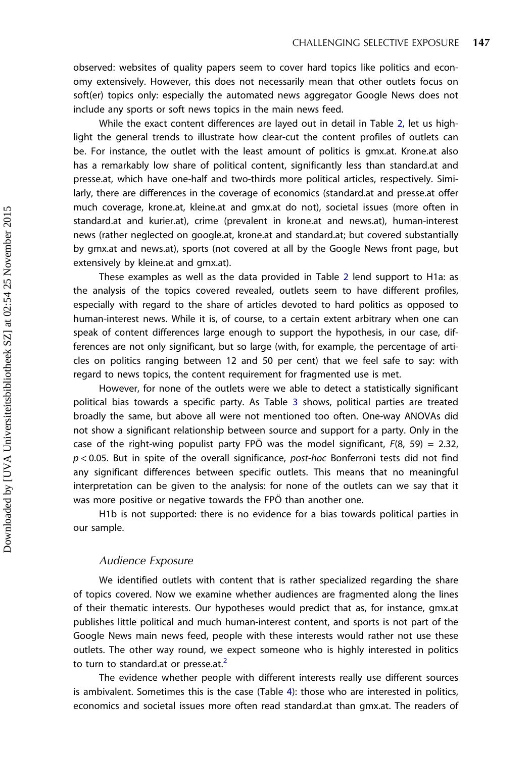observed: websites of quality papers seem to cover hard topics like politics and economy extensively. However, this does not necessarily mean that other outlets focus on soft(er) topics only: especially the automated news aggregator Google News does not include any sports or soft news topics in the main news feed.

While the exact content differences are layed out in detail in Table 2, let us highlight the general trends to illustrate how clear-cut the content profiles of outlets can be. For instance, the outlet with the least amount of politics is gmx.at. Krone.at also has a remarkably low share of political content, significantly less than standard.at and presse.at, which have one-half and two-thirds more political articles, respectively. Similarly, there are differences in the coverage of economics (standard.at and presse.at offer much coverage, krone.at, kleine.at and gmx.at do not), societal issues (more often in standard.at and kurier.at), crime (prevalent in krone.at and news.at), human-interest news (rather neglected on google.at, krone.at and standard.at; but covered substantially by gmx.at and news.at), sports (not covered at all by the Google News front page, but extensively by kleine.at and gmx.at).

These examples as well as the data provided in Table 2 lend support to H1a: as the analysis of the topics covered revealed, outlets seem to have different profiles, especially with regard to the share of articles devoted to hard politics as opposed to human-interest news. While it is, of course, to a certain extent arbitrary when one can speak of content differences large enough to support the hypothesis, in our case, differences are not only significant, but so large (with, for example, the percentage of articles on politics ranging between 12 and 50 per cent) that we feel safe to say: with regard to news topics, the content requirement for fragmented use is met.

However, for none of the outlets were we able to detect a statistically significant political bias towards a specific party. As Table 3 shows, political parties are treated broadly the same, but above all were not mentioned too often. One-way ANOVAs did not show a significant relationship between source and support for a party. Only in the case of the right-wing populist party FPÖ was the model significant, $F(8, 59) = 2.32$, $p < 0.05$. But in spite of the overall significance, *post-hoc* Bonferroni tests did not find any significant differences between specific outlets. This means that no meaningful interpretation can be given to the analysis: for none of the outlets can we say that it was more positive or negative towards the FPÖ than another one.

H1b is not supported: there is no evidence for a bias towards political parties in our sample.

### Audience Exposure

We identified outlets with content that is rather specialized regarding the share of topics covered. Now we examine whether audiences are fragmented along the lines of their thematic interests. Our hypotheses would predict that as, for instance, gmx.at publishes little political and much human-interest content, and sports is not part of the Google News main news feed, people with these interests would rather not use these outlets. The other way round, we expect someone who is highly interested in politics to turn to standard.at or presse.at.[2]

The evidence whether people with different interests really use different sources is ambivalent. Sometimes this is the case (Table 4): those who are interested in politics, economics and societal issues more often read standard.at than gmx.at. The readers of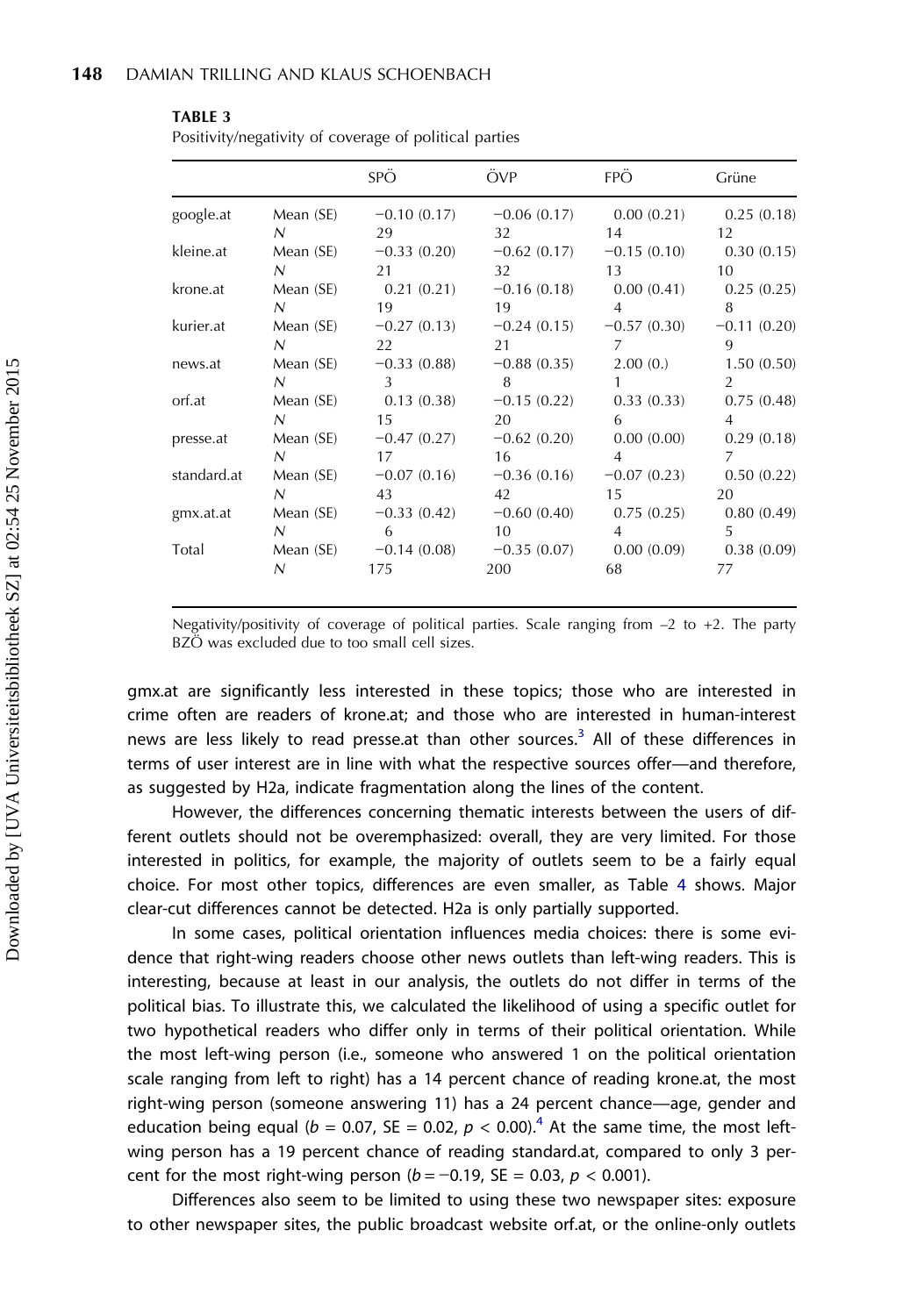**TABLE 3**
Positivity/negativity of coverage of political parties

| | | SPÖ | ÖVP | FPÖ | Grüne |
|---|---|---|---|---|---|
| google.at | Mean (SE) | −0.10 (0.17) | −0.06 (0.17) | 0.00 (0.21) | 0.25 (0.18) |
| | *N* | 29 | 32 | 14 | 12 |
| kleine.at | Mean (SE) | −0.33 (0.20) | −0.62 (0.17) | −0.15 (0.10) | 0.30 (0.15) |
| | *N* | 21 | 32 | 13 | 10 |
| krone.at | Mean (SE) | 0.21 (0.21) | −0.16 (0.18) | 0.00 (0.41) | 0.25 (0.25) |
| | *N* | 19 | 19 | 4 | 8 |
| kurier.at | Mean (SE) | −0.27 (0.13) | −0.24 (0.15) | −0.57 (0.30) | −0.11 (0.20) |
| | *N* | 22 | 21 | 7 | 9 |
| news.at | Mean (SE) | −0.33 (0.88) | −0.88 (0.35) | 2.00 (0.) | 1.50 (0.50) |
| | *N* | 3 | 8 | 1 | 2 |
| orf.at | Mean (SE) | 0.13 (0.38) | −0.15 (0.22) | 0.33 (0.33) | 0.75 (0.48) |
| | *N* | 15 | 20 | 6 | 4 |
| presse.at | Mean (SE) | −0.47 (0.27) | −0.62 (0.20) | 0.00 (0.00) | 0.29 (0.18) |
| | *N* | 17 | 16 | 4 | 7 |
| standard.at | Mean (SE) | −0.07 (0.16) | −0.36 (0.16) | −0.07 (0.23) | 0.50 (0.22) |
| | *N* | 43 | 42 | 15 | 20 |
| gmx.at.at | Mean (SE) | −0.33 (0.42) | −0.60 (0.40) | 0.75 (0.25) | 0.80 (0.49) |
| | *N* | 6 | 10 | 4 | 5 |
| Total | Mean (SE) | −0.14 (0.08) | −0.35 (0.07) | 0.00 (0.09) | 0.38 (0.09) |
| | *N* | 175 | 200 | 68 | 77 |

Negativity/positivity of coverage of political parties. Scale ranging from –2 to +2. The party BZÖ was excluded due to too small cell sizes.

gmx.at are significantly less interested in these topics; those who are interested in crime often are readers of krone.at; and those who are interested in human-interest news are less likely to read presse.at than other sources.[3] All of these differences in terms of user interest are in line with what the respective sources offer—and therefore, as suggested by H2a, indicate fragmentation along the lines of the content.

However, the differences concerning thematic interests between the users of different outlets should not be overemphasized: overall, they are very limited. For those interested in politics, for example, the majority of outlets seem to be a fairly equal choice. For most other topics, differences are even smaller, as Table 4 shows. Major clear-cut differences cannot be detected. H2a is only partially supported.

In some cases, political orientation influences media choices: there is some evidence that right-wing readers choose other news outlets than left-wing readers. This is interesting, because at least in our analysis, the outlets do not differ in terms of the political bias. To illustrate this, we calculated the likelihood of using a specific outlet for two hypothetical readers who differ only in terms of their political orientation. While the most left-wing person (i.e., someone who answered 1 on the political orientation scale ranging from left to right) has a 14 percent chance of reading krone.at, the most right-wing person (someone answering 11) has a 24 percent chance—age, gender and education being equal ($b$ = 0.07, SE = 0.02, $p$ < 0.00).[4] At the same time, the most left-wing person has a 19 percent chance of reading standard.at, compared to only 3 percent for the most right-wing person ($b$ = −0.19, SE = 0.03, $p$ < 0.001).

Differences also seem to be limited to using these two newspaper sites: exposure to other newspaper sites, the public broadcast website orf.at, or the online-only outlets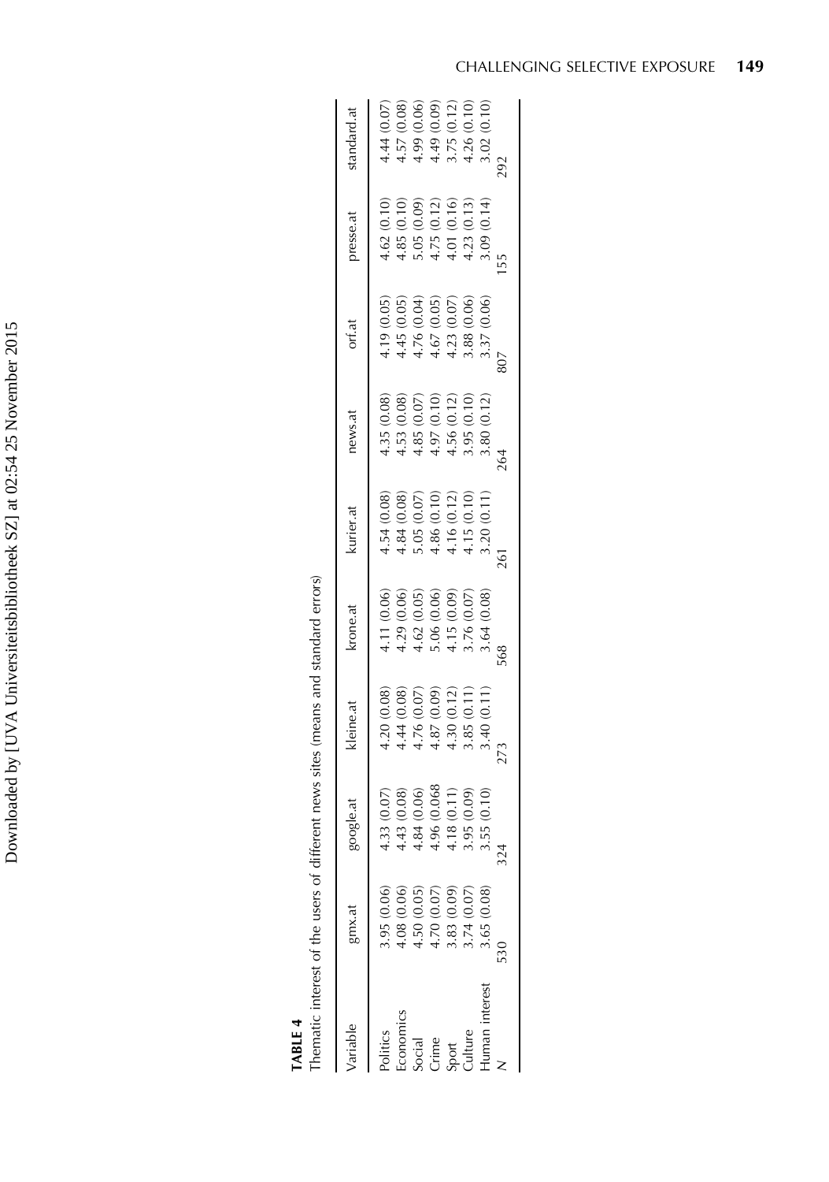**TABLE 4**

Thematic interest of the users of different news sites (means and standard errors)

| Variable | gmx.at | google.at | kleine.at | krone.at | kurier.at | news.at | orf.at | presse.at | standard.at |
|---|---|---|---|---|---|---|---|---|---|
| Politics | 3.95 (0.06) | 4.33 (0.07) | 4.20 (0.08) | 4.11 (0.06) | 4.54 (0.08) | 4.35 (0.08) | 4.19 (0.05) | 4.62 (0.10) | 4.44 (0.07) |
| Economics | 4.08 (0.06) | 4.43 (0.08) | 4.44 (0.08) | 4.29 (0.06) | 4.84 (0.08) | 4.53 (0.08) | 4.45 (0.05) | 4.85 (0.10) | 4.57 (0.08) |
| Social | 4.50 (0.05) | 4.84 (0.06) | 4.76 (0.07) | 4.62 (0.05) | 5.05 (0.07) | 4.85 (0.07) | 4.76 (0.04) | 5.05 (0.09) | 4.99 (0.06) |
| Crime | 4.70 (0.07) | 4.96 (0.068 | 4.87 (0.09) | 5.06 (0.06) | 4.86 (0.10) | 4.97 (0.10) | 4.67 (0.05) | 4.75 (0.12) | 4.49 (0.09) |
| Sport | 3.83 (0.09) | 4.18 (0.11) | 4.30 (0.12) | 4.15 (0.09) | 4.16 (0.12) | 4.56 (0.12) | 4.23 (0.07) | 4.01 (0.16) | 3.75 (0.12) |
| Culture | 3.74 (0.07) | 3.95 (0.09) | 3.85 (0.11) | 3.76 (0.07) | 4.15 (0.10) | 3.95 (0.10) | 3.88 (0.06) | 4.23 (0.13) | 4.26 (0.10) |
| Human interest | 3.65 (0.08) | 3.55 (0.10) | 3.40 (0.11) | 3.64 (0.08) | 3.20 (0.11) | 3.80 (0.12) | 3.37 (0.06) | 3.09 (0.14) | 3.02 (0.10) |
| $N$ | 530 | 324 | 273 | 568 | 261 | 264 | 807 | 155 | 292 |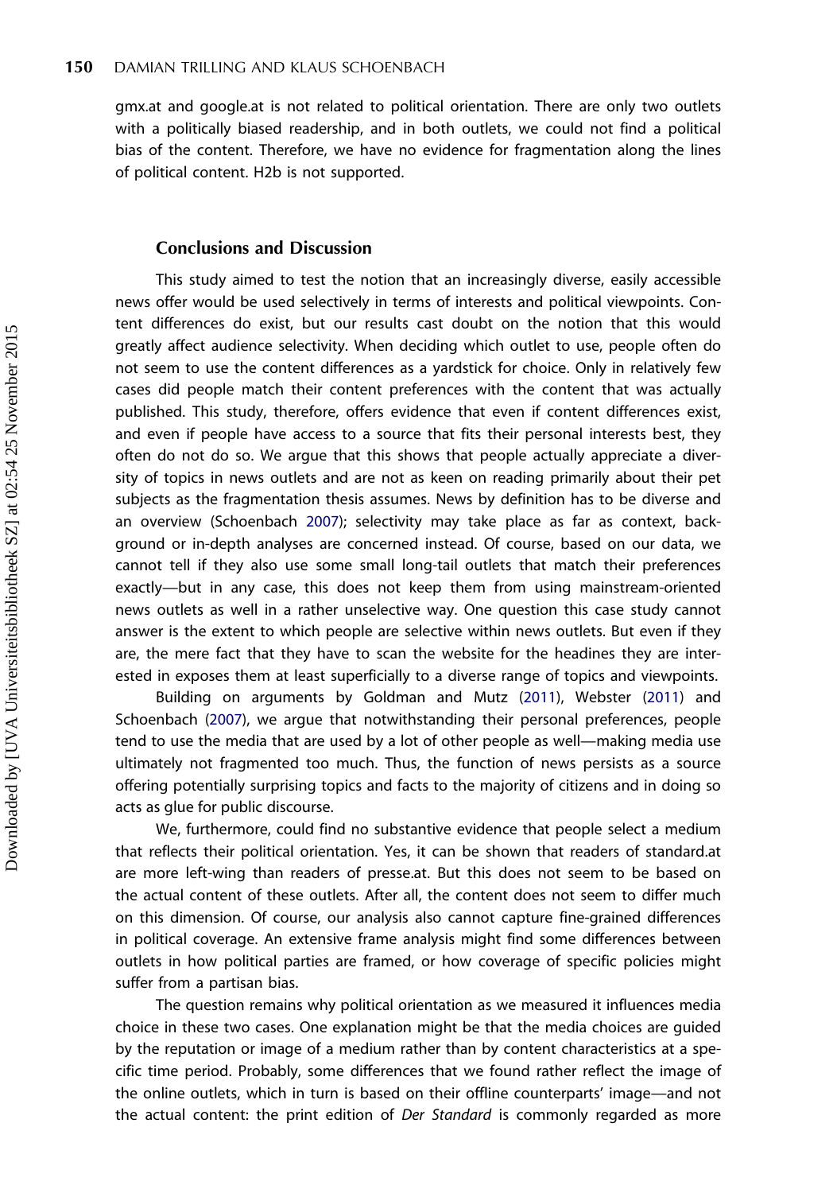gmx.at and google.at is not related to political orientation. There are only two outlets with a politically biased readership, and in both outlets, we could not find a political bias of the content. Therefore, we have no evidence for fragmentation along the lines of political content. H2b is not supported.

## Conclusions and Discussion

This study aimed to test the notion that an increasingly diverse, easily accessible news offer would be used selectively in terms of interests and political viewpoints. Content differences do exist, but our results cast doubt on the notion that this would greatly affect audience selectivity. When deciding which outlet to use, people often do not seem to use the content differences as a yardstick for choice. Only in relatively few cases did people match their content preferences with the content that was actually published. This study, therefore, offers evidence that even if content differences exist, and even if people have access to a source that fits their personal interests best, they often do not do so. We argue that this shows that people actually appreciate a diversity of topics in news outlets and are not as keen on reading primarily about their pet subjects as the fragmentation thesis assumes. News by definition has to be diverse and an overview (Schoenbach 2007); selectivity may take place as far as context, background or in-depth analyses are concerned instead. Of course, based on our data, we cannot tell if they also use some small long-tail outlets that match their preferences exactly—but in any case, this does not keep them from using mainstream-oriented news outlets as well in a rather unselective way. One question this case study cannot answer is the extent to which people are selective within news outlets. But even if they are, the mere fact that they have to scan the website for the headlines they are interested in exposes them at least superficially to a diverse range of topics and viewpoints.

Building on arguments by Goldman and Mutz (2011), Webster (2011) and Schoenbach (2007), we argue that notwithstanding their personal preferences, people tend to use the media that are used by a lot of other people as well—making media use ultimately not fragmented too much. Thus, the function of news persists as a source offering potentially surprising topics and facts to the majority of citizens and in doing so acts as glue for public discourse.

We, furthermore, could find no substantive evidence that people select a medium that reflects their political orientation. Yes, it can be shown that readers of standard.at are more left-wing than readers of presse.at. But this does not seem to be based on the actual content of these outlets. After all, the content does not seem to differ much on this dimension. Of course, our analysis also cannot capture fine-grained differences in political coverage. An extensive frame analysis might find some differences between outlets in how political parties are framed, or how coverage of specific policies might suffer from a partisan bias.

The question remains why political orientation as we measured it influences media choice in these two cases. One explanation might be that the media choices are guided by the reputation or image of a medium rather than by content characteristics at a specific time period. Probably, some differences that we found rather reflect the image of the online outlets, which in turn is based on their offline counterparts' image—and not the actual content: the print edition of *Der Standard* is commonly regarded as more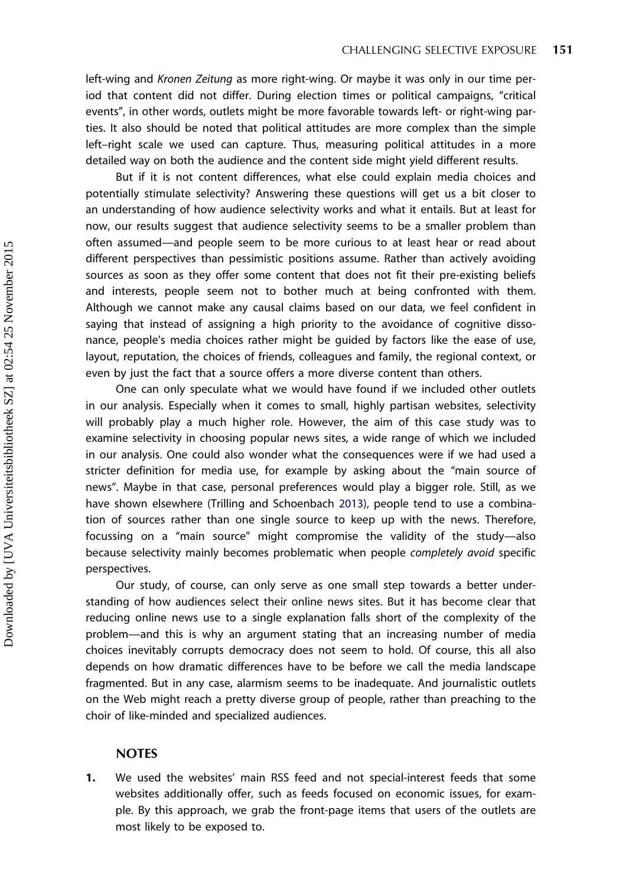left-wing and *Kronen Zeitung* as more right-wing. Or maybe it was only in our time period that content did not differ. During election times or political campaigns, "critical events", in other words, outlets might be more favorable towards left- or right-wing parties. It also should be noted that political attitudes are more complex than the simple left–right scale we used can capture. Thus, measuring political attitudes in a more detailed way on both the audience and the content side might yield different results.

But if it is not content differences, what else could explain media choices and potentially stimulate selectivity? Answering these questions will get us a bit closer to an understanding of how audience selectivity works and what it entails. But at least for now, our results suggest that audience selectivity seems to be a smaller problem than often assumed—and people seem to be more curious to at least hear or read about different perspectives than pessimistic positions assume. Rather than actively avoiding sources as soon as they offer some content that does not fit their pre-existing beliefs and interests, people seem not to bother much at being confronted with them. Although we cannot make any causal claims based on our data, we feel confident in saying that instead of assigning a high priority to the avoidance of cognitive dissonance, people's media choices rather might be guided by factors like the ease of use, layout, reputation, the choices of friends, colleagues and family, the regional context, or even by just the fact that a source offers a more diverse content than others.

One can only speculate what we would have found if we included other outlets in our analysis. Especially when it comes to small, highly partisan websites, selectivity will probably play a much higher role. However, the aim of this case study was to examine selectivity in choosing popular news sites, a wide range of which we included in our analysis. One could also wonder what the consequences were if we had used a stricter definition for media use, for example by asking about the "main source of news". Maybe in that case, personal preferences would play a bigger role. Still, as we have shown elsewhere (Trilling and Schoenbach 2013), people tend to use a combination of sources rather than one single source to keep up with the news. Therefore, focussing on a "main source" might compromise the validity of the study—also because selectivity mainly becomes problematic when people *completely avoid* specific perspectives.

Our study, of course, can only serve as one small step towards a better understanding of how audiences select their online news sites. But it has become clear that reducing online news use to a single explanation falls short of the complexity of the problem—and this is why an argument stating that an increasing number of media choices inevitably corrupts democracy does not seem to hold. Of course, this all also depends on how dramatic differences have to be before we call the media landscape fragmented. But in any case, alarmism seems to be inadequate. And journalistic outlets on the Web might reach a pretty diverse group of people, rather than preaching to the choir of like-minded and specialized audiences.

## NOTES

1. We used the websites' main RSS feed and not special-interest feeds that some websites additionally offer, such as feeds focused on economic issues, for example. By this approach, we grab the front-page items that users of the outlets are most likely to be exposed to.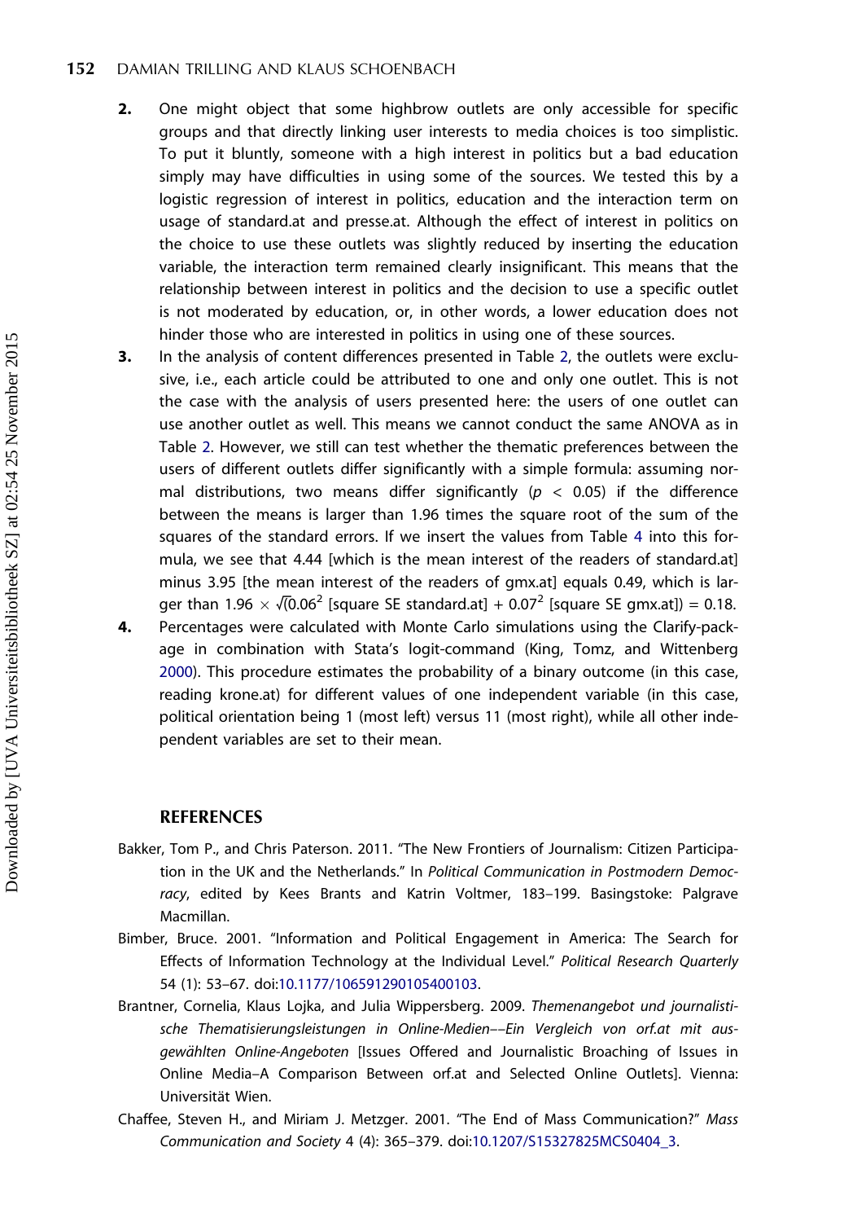2. One might object that some highbrow outlets are only accessible for specific groups and that directly linking user interests to media choices is too simplistic. To put it bluntly, someone with a high interest in politics but a bad education simply may have difficulties in using some of the sources. We tested this by a logistic regression of interest in politics, education and the interaction term on usage of standard.at and presse.at. Although the effect of interest in politics on the choice to use these outlets was slightly reduced by inserting the education variable, the interaction term remained clearly insignificant. This means that the relationship between interest in politics and the decision to use a specific outlet is not moderated by education, or, in other words, a lower education does not hinder those who are interested in politics in using one of these sources.
3. In the analysis of content differences presented in Table 2, the outlets were exclusive, i.e., each article could be attributed to one and only one outlet. This is not the case with the analysis of users presented here: the users of one outlet can use another outlet as well. This means we cannot conduct the same ANOVA as in Table 2. However, we still can test whether the thematic preferences between the users of different outlets differ significantly with a simple formula: assuming normal distributions, two means differ significantly ($p < 0.05$) if the difference between the means is larger than 1.96 times the square root of the sum of the squares of the standard errors. If we insert the values from Table 4 into this formula, we see that 4.44 [which is the mean interest of the readers of standard.at] minus 3.95 [the mean interest of the readers of gmx.at] equals 0.49, which is larger than $1.96 \times \sqrt{(}0.06^2$ [square SE standard.at] + $0.07^2$ [square SE gmx.at]) = 0.18.
4. Percentages were calculated with Monte Carlo simulations using the Clarify-package in combination with Stata's logit-command (King, Tomz, and Wittenberg 2000). This procedure estimates the probability of a binary outcome (in this case, reading krone.at) for different values of one independent variable (in this case, political orientation being 1 (most left) versus 11 (most right), while all other independent variables are set to their mean.

## REFERENCES

Bakker, Tom P., and Chris Paterson. 2011. "The New Frontiers of Journalism: Citizen Participation in the UK and the Netherlands." In *Political Communication in Postmodern Democracy*, edited by Kees Brants and Katrin Voltmer, 183–199. Basingstoke: Palgrave Macmillan.

Bimber, Bruce. 2001. "Information and Political Engagement in America: The Search for Effects of Information Technology at the Individual Level." *Political Research Quarterly* 54 (1): 53–67. doi:10.1177/106591290105400103.

Brantner, Cornelia, Klaus Lojka, and Julia Wippersberg. 2009. *Themenangebot und journalistische Thematisierungsleistungen in Online-Medien––Ein Vergleich von orf.at mit ausgewählten Online-Angeboten* [Issues Offered and Journalistic Broaching of Issues in Online Media–A Comparison Between orf.at and Selected Online Outlets]. Vienna: Universität Wien.

Chaffee, Steven H., and Miriam J. Metzger. 2001. "The End of Mass Communication?" *Mass Communication and Society* 4 (4): 365–379. doi:10.1207/S15327825MCS0404_3.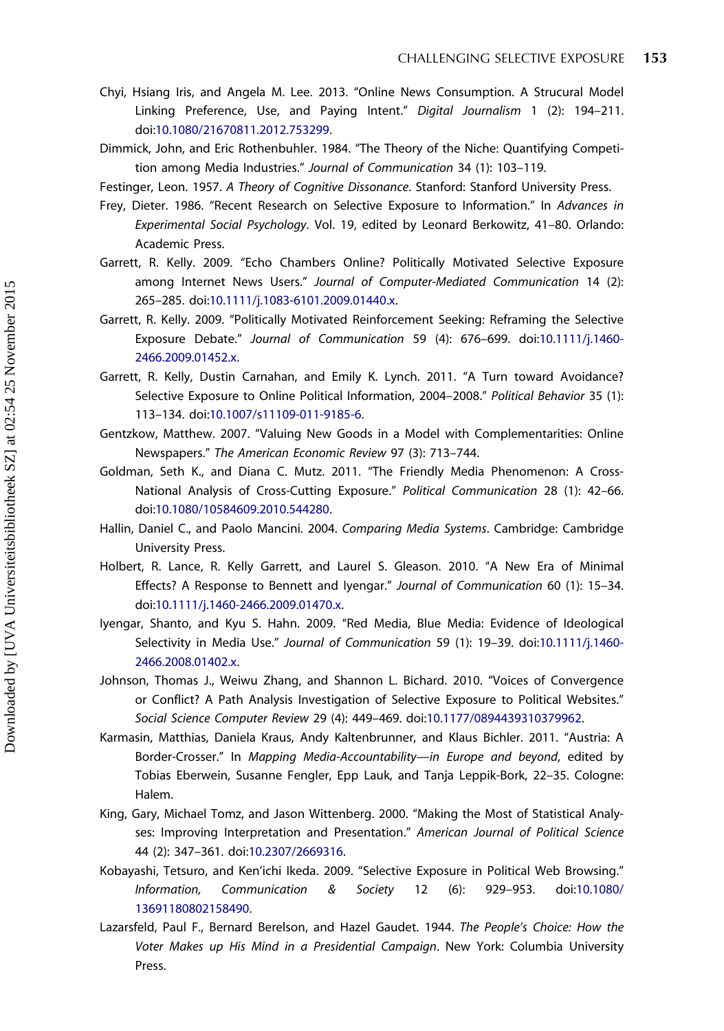Chyi, Hsiang Iris, and Angela M. Lee. 2013. "Online News Consumption. A Strucural Model Linking Preference, Use, and Paying Intent." *Digital Journalism* 1 (2): 194–211. doi:10.1080/21670811.2012.753299.

Dimmick, John, and Eric Rothenbuhler. 1984. "The Theory of the Niche: Quantifying Competition among Media Industries." *Journal of Communication* 34 (1): 103–119.

Festinger, Leon. 1957. *A Theory of Cognitive Dissonance*. Stanford: Stanford University Press.

Frey, Dieter. 1986. "Recent Research on Selective Exposure to Information." In *Advances in Experimental Social Psychology*. Vol. 19, edited by Leonard Berkowitz, 41–80. Orlando: Academic Press.

Garrett, R. Kelly. 2009. "Echo Chambers Online? Politically Motivated Selective Exposure among Internet News Users." *Journal of Computer-Mediated Communication* 14 (2): 265–285. doi:10.1111/j.1083-6101.2009.01440.x.

Garrett, R. Kelly. 2009. "Politically Motivated Reinforcement Seeking: Reframing the Selective Exposure Debate." *Journal of Communication* 59 (4): 676–699. doi:10.1111/j.1460-2466.2009.01452.x.

Garrett, R. Kelly, Dustin Carnahan, and Emily K. Lynch. 2011. "A Turn toward Avoidance? Selective Exposure to Online Political Information, 2004–2008." *Political Behavior* 35 (1): 113–134. doi:10.1007/s11109-011-9185-6.

Gentzkow, Matthew. 2007. "Valuing New Goods in a Model with Complementarities: Online Newspapers." *The American Economic Review* 97 (3): 713–744.

Goldman, Seth K., and Diana C. Mutz. 2011. "The Friendly Media Phenomenon: A Cross-National Analysis of Cross-Cutting Exposure." *Political Communication* 28 (1): 42–66. doi:10.1080/10584609.2010.544280.

Hallin, Daniel C., and Paolo Mancini. 2004. *Comparing Media Systems*. Cambridge: Cambridge University Press.

Holbert, R. Lance, R. Kelly Garrett, and Laurel S. Gleason. 2010. "A New Era of Minimal Effects? A Response to Bennett and Iyengar." *Journal of Communication* 60 (1): 15–34. doi:10.1111/j.1460-2466.2009.01470.x.

Iyengar, Shanto, and Kyu S. Hahn. 2009. "Red Media, Blue Media: Evidence of Ideological Selectivity in Media Use." *Journal of Communication* 59 (1): 19–39. doi:10.1111/j.1460-2466.2008.01402.x.

Johnson, Thomas J., Weiwu Zhang, and Shannon L. Bichard. 2010. "Voices of Convergence or Conflict? A Path Analysis Investigation of Selective Exposure to Political Websites." *Social Science Computer Review* 29 (4): 449–469. doi:10.1177/0894439310379962.

Karmasin, Matthias, Daniela Kraus, Andy Kaltenbrunner, and Klaus Bichler. 2011. "Austria: A Border-Crosser." In *Mapping Media-Accountability—in Europe and beyond*, edited by Tobias Eberwein, Susanne Fengler, Epp Lauk, and Tanja Leppik-Bork, 22–35. Cologne: Halem.

King, Gary, Michael Tomz, and Jason Wittenberg. 2000. "Making the Most of Statistical Analyses: Improving Interpretation and Presentation." *American Journal of Political Science* 44 (2): 347–361. doi:10.2307/2669316.

Kobayashi, Tetsuro, and Ken'ichi Ikeda. 2009. "Selective Exposure in Political Web Browsing." *Information, Communication & Society* 12 (6): 929–953. doi:10.1080/13691180802158490.

Lazarsfeld, Paul F., Bernard Berelson, and Hazel Gaudet. 1944. *The People's Choice: How the Voter Makes up His Mind in a Presidential Campaign*. New York: Columbia University Press.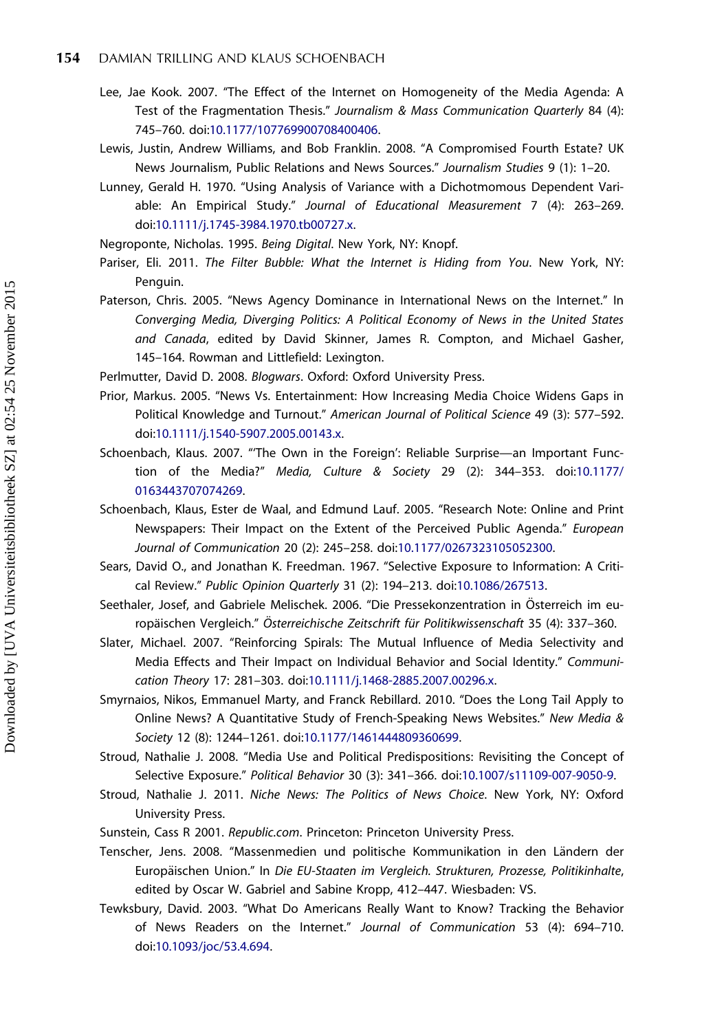Lee, Jae Kook. 2007. "The Effect of the Internet on Homogeneity of the Media Agenda: A Test of the Fragmentation Thesis." *Journalism & Mass Communication Quarterly* 84 (4): 745–760. doi:10.1177/107769900708400406.

Lewis, Justin, Andrew Williams, and Bob Franklin. 2008. "A Compromised Fourth Estate? UK News Journalism, Public Relations and News Sources." *Journalism Studies* 9 (1): 1–20.

Lunney, Gerald H. 1970. "Using Analysis of Variance with a Dichotomous Dependent Variable: An Empirical Study." *Journal of Educational Measurement* 7 (4): 263–269. doi:10.1111/j.1745-3984.1970.tb00727.x.

Negroponte, Nicholas. 1995. *Being Digital*. New York, NY: Knopf.

Pariser, Eli. 2011. *The Filter Bubble: What the Internet is Hiding from You*. New York, NY: Penguin.

Paterson, Chris. 2005. "News Agency Dominance in International News on the Internet." In *Converging Media, Diverging Politics: A Political Economy of News in the United States and Canada*, edited by David Skinner, James R. Compton, and Michael Gasher, 145–164. Rowman and Littlefield: Lexington.

Perlmutter, David D. 2008. *Blogwars*. Oxford: Oxford University Press.

Prior, Markus. 2005. "News Vs. Entertainment: How Increasing Media Choice Widens Gaps in Political Knowledge and Turnout." *American Journal of Political Science* 49 (3): 577–592. doi:10.1111/j.1540-5907.2005.00143.x.

Schoenbach, Klaus. 2007. "'The Own in the Foreign': Reliable Surprise—an Important Function of the Media?" *Media, Culture & Society* 29 (2): 344–353. doi:10.1177/0163443707074269.

Schoenbach, Klaus, Ester de Waal, and Edmund Lauf. 2005. "Research Note: Online and Print Newspapers: Their Impact on the Extent of the Perceived Public Agenda." *European Journal of Communication* 20 (2): 245–258. doi:10.1177/0267323105052300.

Sears, David O., and Jonathan K. Freedman. 1967. "Selective Exposure to Information: A Critical Review." *Public Opinion Quarterly* 31 (2): 194–213. doi:10.1086/267513.

Seethaler, Josef, and Gabriele Melischek. 2006. "Die Pressekonzentration in Österreich im europäischen Vergleich." *Österreichische Zeitschrift für Politikwissenschaft* 35 (4): 337–360.

Slater, Michael. 2007. "Reinforcing Spirals: The Mutual Influence of Media Selectivity and Media Effects and Their Impact on Individual Behavior and Social Identity." *Communication Theory* 17: 281–303. doi:10.1111/j.1468-2885.2007.00296.x.

Smyrnaios, Nikos, Emmanuel Marty, and Franck Rebillard. 2010. "Does the Long Tail Apply to Online News? A Quantitative Study of French-Speaking News Websites." *New Media & Society* 12 (8): 1244–1261. doi:10.1177/1461444809360699.

Stroud, Nathalie J. 2008. "Media Use and Political Predispositions: Revisiting the Concept of Selective Exposure." *Political Behavior* 30 (3): 341–366. doi:10.1007/s11109-007-9050-9.

Stroud, Nathalie J. 2011. *Niche News: The Politics of News Choice*. New York, NY: Oxford University Press.

Sunstein, Cass R 2001. *Republic.com*. Princeton: Princeton University Press.

Tenscher, Jens. 2008. "Massenmedien und politische Kommunikation in den Ländern der Europäischen Union." In *Die EU-Staaten im Vergleich. Strukturen, Prozesse, Politikinhalte*, edited by Oscar W. Gabriel and Sabine Kropp, 412–447. Wiesbaden: VS.

Tewksbury, David. 2003. "What Do Americans Really Want to Know? Tracking the Behavior of News Readers on the Internet." *Journal of Communication* 53 (4): 694–710. doi:10.1093/joc/53.4.694.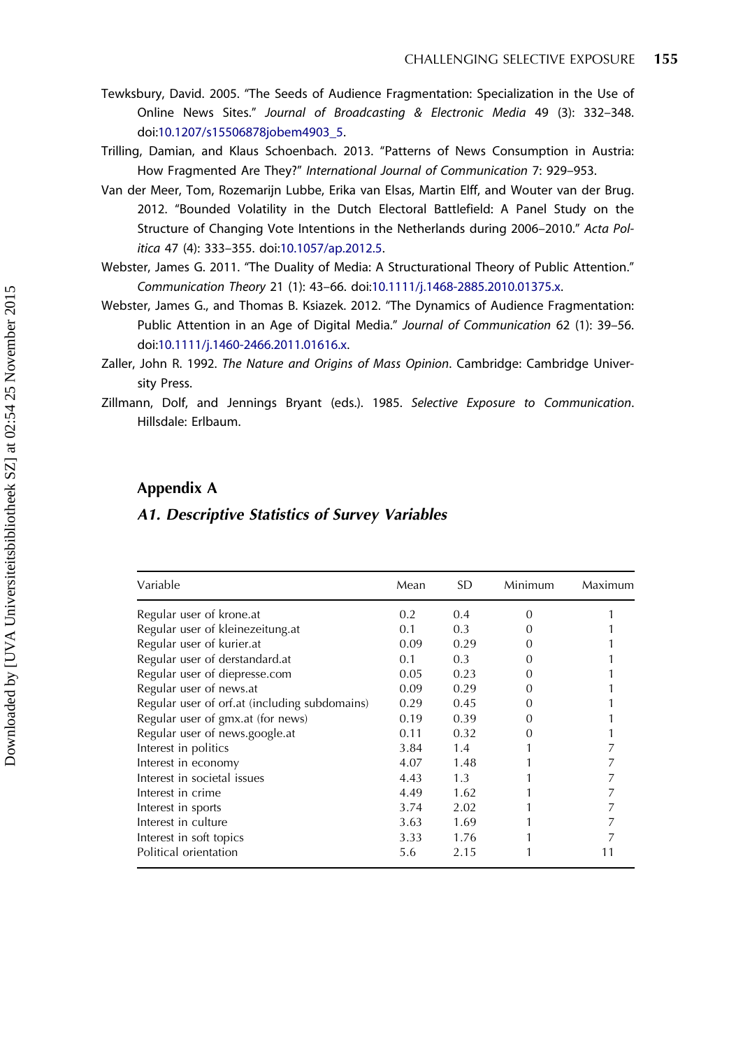Tewksbury, David. 2005. "The Seeds of Audience Fragmentation: Specialization in the Use of Online News Sites." *Journal of Broadcasting & Electronic Media* 49 (3): 332–348. doi:10.1207/s15506878jobem4903_5.

Trilling, Damian, and Klaus Schoenbach. 2013. "Patterns of News Consumption in Austria: How Fragmented Are They?" *International Journal of Communication* 7: 929–953.

Van der Meer, Tom, Rozemarijn Lubbe, Erika van Elsas, Martin Elff, and Wouter van der Brug. 2012. "Bounded Volatility in the Dutch Electoral Battlefield: A Panel Study on the Structure of Changing Vote Intentions in the Netherlands during 2006–2010." *Acta Politica* 47 (4): 333–355. doi:10.1057/ap.2012.5.

Webster, James G. 2011. "The Duality of Media: A Structurational Theory of Public Attention." *Communication Theory* 21 (1): 43–66. doi:10.1111/j.1468-2885.2010.01375.x.

Webster, James G., and Thomas B. Ksiazek. 2012. "The Dynamics of Audience Fragmentation: Public Attention in an Age of Digital Media." *Journal of Communication* 62 (1): 39–56. doi:10.1111/j.1460-2466.2011.01616.x.

Zaller, John R. 1992. *The Nature and Origins of Mass Opinion*. Cambridge: Cambridge University Press.

Zillmann, Dolf, and Jennings Bryant (eds.). 1985. *Selective Exposure to Communication*. Hillsdale: Erlbaum.

## Appendix A

### *A1. Descriptive Statistics of Survey Variables*

| Variable | Mean | SD | Minimum | Maximum |
|---|---|---|---|---|
| Regular user of krone.at | 0.2 | 0.4 | 0 | 1 |
| Regular user of kleinezeitung.at | 0.1 | 0.3 | 0 | 1 |
| Regular user of kurier.at | 0.09 | 0.29 | 0 | 1 |
| Regular user of derstandard.at | 0.1 | 0.3 | 0 | 1 |
| Regular user of diepresse.com | 0.05 | 0.23 | 0 | 1 |
| Regular user of news.at | 0.09 | 0.29 | 0 | 1 |
| Regular user of orf.at (including subdomains) | 0.29 | 0.45 | 0 | 1 |
| Regular user of gmx.at (for news) | 0.19 | 0.39 | 0 | 1 |
| Regular user of news.google.at | 0.11 | 0.32 | 0 | 1 |
| Interest in politics | 3.84 | 1.4 | 1 | 7 |
| Interest in economy | 4.07 | 1.48 | 1 | 7 |
| Interest in societal issues | 4.43 | 1.3 | 1 | 7 |
| Interest in crime | 4.49 | 1.62 | 1 | 7 |
| Interest in sports | 3.74 | 2.02 | 1 | 7 |
| Interest in culture | 3.63 | 1.69 | 1 | 7 |
| Interest in soft topics | 3.33 | 1.76 | 1 | 7 |
| Political orientation | 5.6 | 2.15 | 1 | 11 |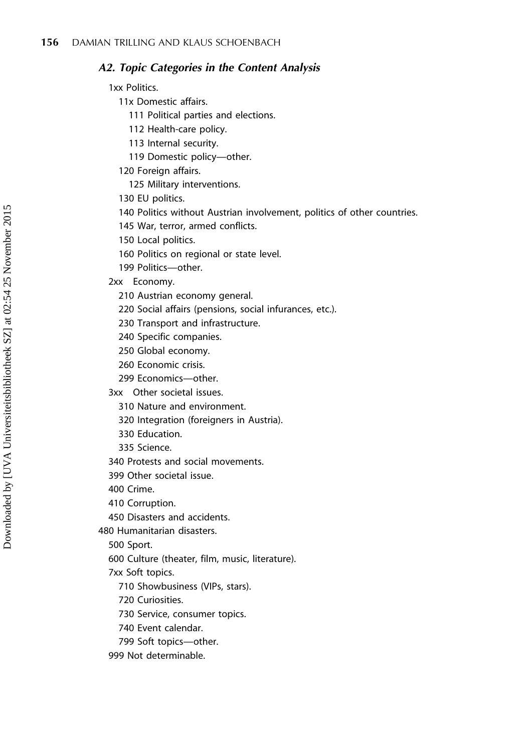### *A2. Topic Categories in the Content Analysis*

- 1xx Politics.
  - 11x Domestic affairs.
    - 111 Political parties and elections.
    - 112 Health-care policy.
    - 113 Internal security.
    - 119 Domestic policy—other.
  - 120 Foreign affairs.
    - 125 Military interventions.
  - 130 EU politics.
  - 140 Politics without Austrian involvement, politics of other countries.
  - 145 War, terror, armed conflicts.
  - 150 Local politics.
  - 160 Politics on regional or state level.
  - 199 Politics—other.
- 2xx Economy.
  - 210 Austrian economy general.
  - 220 Social affairs (pensions, social infurances, etc.).
  - 230 Transport and infrastructure.
  - 240 Specific companies.
  - 250 Global economy.
  - 260 Economic crisis.
  - 299 Economics—other.
- 3xx Other societal issues.
  - 310 Nature and environment.
  - 320 Integration (foreigners in Austria).
  - 330 Education.
  - 335 Science.
- 340 Protests and social movements.
- 399 Other societal issue.
- 400 Crime.
- 410 Corruption.
- 450 Disasters and accidents.

480 Humanitarian disasters.

- 500 Sport.
- 600 Culture (theater, film, music, literature).
- 7xx Soft topics.
  - 710 Showbusiness (VIPs, stars).
  - 720 Curiosities.
  - 730 Service, consumer topics.
  - 740 Event calendar.
  - 799 Soft topics—other.
- 999 Not determinable.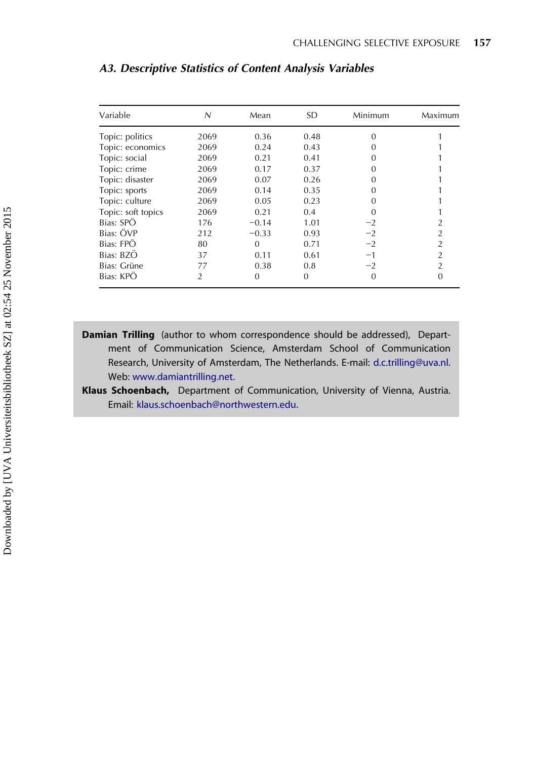### A3. Descriptive Statistics of Content Analysis Variables

| Variable | *N* | Mean | SD | Minimum | Maximum |
|---|---|---|---|---|---|
| Topic: politics | 2069 | 0.36 | 0.48 | 0 | 1 |
| Topic: economics | 2069 | 0.24 | 0.43 | 0 | 1 |
| Topic: social | 2069 | 0.21 | 0.41 | 0 | 1 |
| Topic: crime | 2069 | 0.17 | 0.37 | 0 | 1 |
| Topic: disaster | 2069 | 0.07 | 0.26 | 0 | 1 |
| Topic: sports | 2069 | 0.14 | 0.35 | 0 | 1 |
| Topic: culture | 2069 | 0.05 | 0.23 | 0 | 1 |
| Topic: soft topics | 2069 | 0.21 | 0.4 | 0 | 1 |
| Bias: SPÖ | 176 | −0.14 | 1.01 | −2 | 2 |
| Bias: ÖVP | 212 | −0.33 | 0.93 | −2 | 2 |
| Bias: FPÖ | 80 | 0 | 0.71 | −2 | 2 |
| Bias: BZÖ | 37 | 0.11 | 0.61 | −1 | 2 |
| Bias: Grüne | 77 | 0.38 | 0.8 | −2 | 2 |
| Bias: KPÖ | 2 | 0 | 0 | 0 | 0 |

**Damian Trilling** (author to whom correspondence should be addressed), Department of Communication Science, Amsterdam School of Communication Research, University of Amsterdam, The Netherlands. E-mail: d.c.trilling@uva.nl. Web: www.damiantrilling.net.

**Klaus Schoenbach,** Department of Communication, University of Vienna, Austria. Email: klaus.schoenbach@northwestern.edu.